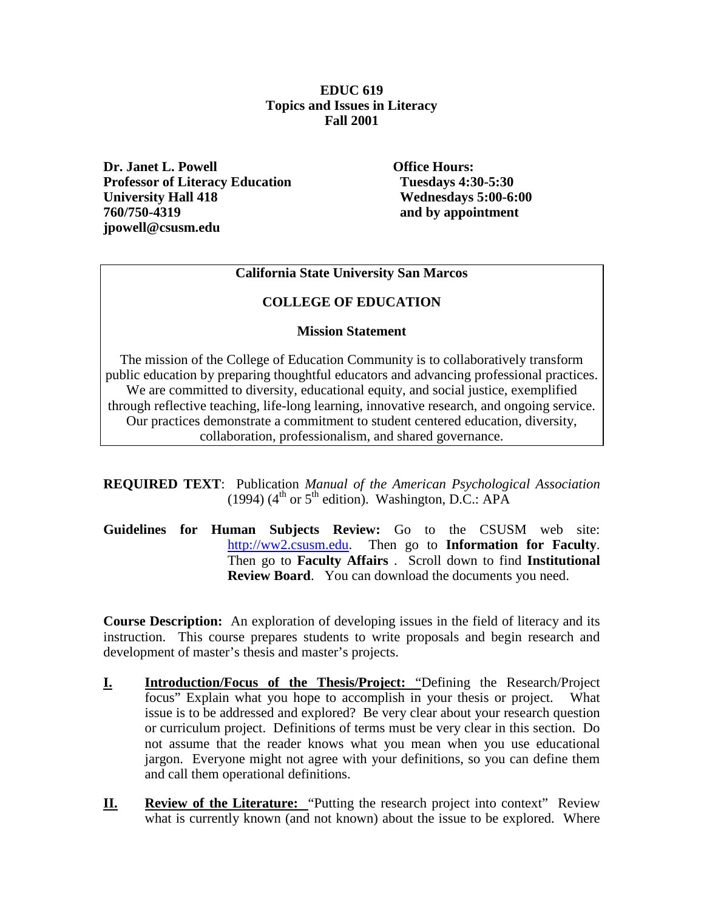**EDUC 619**
**Topics and Issues in Literacy**
**Fall 2001**

**Dr. Janet L. Powell**
**Professor of Literacy Education**
**University Hall 418**
**760/750-4319**
**jpowell@csusm.edu**

**Office Hours:**
**Tuesdays 4:30-5:30**
**Wednesdays 5:00-6:00**
**and by appointment**

---

**California State University San Marcos**

**COLLEGE OF EDUCATION**

**Mission Statement**

The mission of the College of Education Community is to collaboratively transform public education by preparing thoughtful educators and advancing professional practices. We are committed to diversity, educational equity, and social justice, exemplified through reflective teaching, life-long learning, innovative research, and ongoing service. Our practices demonstrate a commitment to student centered education, diversity, collaboration, professionalism, and shared governance.

---

**REQUIRED TEXT**: Publication *Manual of the American Psychological Association* (1994) (4th or 5th edition). Washington, D.C.: APA

**Guidelines for Human Subjects Review:** Go to the CSUSM web site: http://ww2.csusm.edu. Then go to **Information for Faculty**. Then go to **Faculty Affairs** . Scroll down to find **Institutional Review Board**. You can download the documents you need.

**Course Description:** An exploration of developing issues in the field of literacy and its instruction. This course prepares students to write proposals and begin research and development of master's thesis and master's projects.

**I.** **Introduction/Focus of the Thesis/Project:** "Defining the Research/Project focus" Explain what you hope to accomplish in your thesis or project. What issue is to be addressed and explored? Be very clear about your research question or curriculum project. Definitions of terms must be very clear in this section. Do not assume that the reader knows what you mean when you use educational jargon. Everyone might not agree with your definitions, so you can define them and call them operational definitions.

**II.** **Review of the Literature:** "Putting the research project into context" Review what is currently known (and not known) about the issue to be explored. Where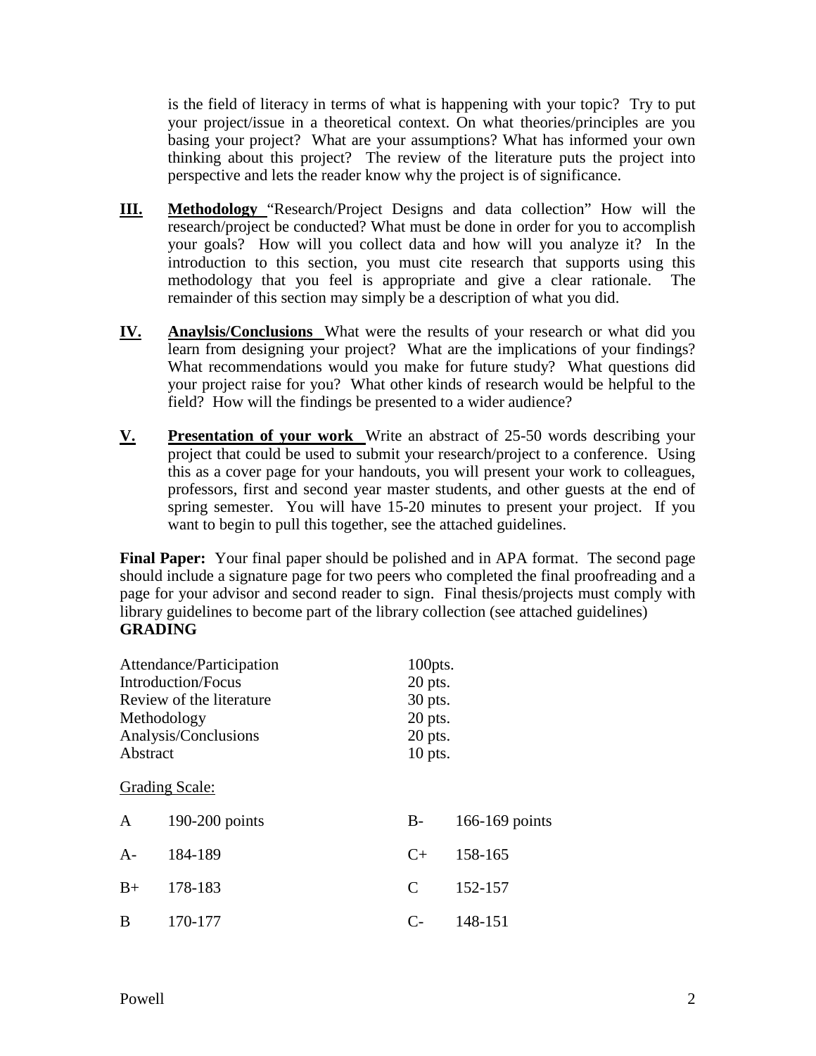is the field of literacy in terms of what is happening with your topic? Try to put your project/issue in a theoretical context. On what theories/principles are you basing your project? What are your assumptions? What has informed your own thinking about this project? The review of the literature puts the project into perspective and lets the reader know why the project is of significance.

**III.** **Methodology** "Research/Project Designs and data collection" How will the research/project be conducted? What must be done in order for you to accomplish your goals? How will you collect data and how will you analyze it? In the introduction to this section, you must cite research that supports using this methodology that you feel is appropriate and give a clear rationale. The remainder of this section may simply be a description of what you did.

**IV.** **Anaylsis/Conclusions** What were the results of your research or what did you learn from designing your project? What are the implications of your findings? What recommendations would you make for future study? What questions did your project raise for you? What other kinds of research would be helpful to the field? How will the findings be presented to a wider audience?

**V.** **Presentation of your work** Write an abstract of 25-50 words describing your project that could be used to submit your research/project to a conference. Using this as a cover page for your handouts, you will present your work to colleagues, professors, first and second year master students, and other guests at the end of spring semester. You will have 15-20 minutes to present your project. If you want to begin to pull this together, see the attached guidelines.

**Final Paper:** Your final paper should be polished and in APA format. The second page should include a signature page for two peers who completed the final proofreading and a page for your advisor and second reader to sign. Final thesis/projects must comply with library guidelines to become part of the library collection (see attached guidelines)

**GRADING**

| | |
|---|---|
| Attendance/Participation | 100pts. |
| Introduction/Focus | 20 pts. |
| Review of the literature | 30 pts. |
| Methodology | 20 pts. |
| Analysis/Conclusions | 20 pts. |
| Abstract | 10 pts. |

Grading Scale:

| | | | |
|---|---|---|---|
| A | 190-200 points | B- | 166-169 points |
| A- | 184-189 | C+ | 158-165 |
| B+ | 178-183 | C | 152-157 |
| B | 170-177 | C- | 148-151 |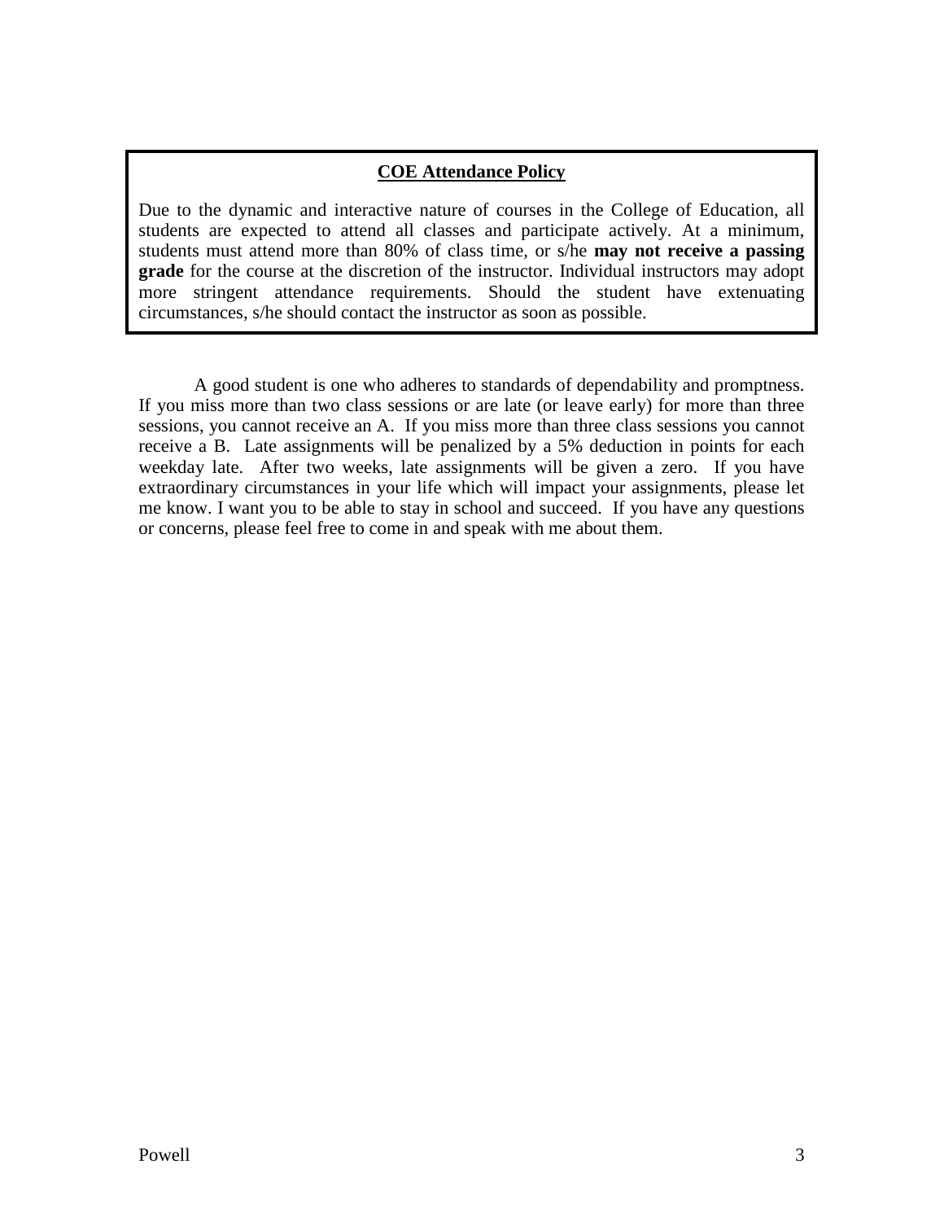**COE Attendance Policy**

Due to the dynamic and interactive nature of courses in the College of Education, all students are expected to attend all classes and participate actively. At a minimum, students must attend more than 80% of class time, or s/he **may not receive a passing grade** for the course at the discretion of the instructor. Individual instructors may adopt more stringent attendance requirements. Should the student have extenuating circumstances, s/he should contact the instructor as soon as possible.

A good student is one who adheres to standards of dependability and promptness. If you miss more than two class sessions or are late (or leave early) for more than three sessions, you cannot receive an A. If you miss more than three class sessions you cannot receive a B. Late assignments will be penalized by a 5% deduction in points for each weekday late. After two weeks, late assignments will be given a zero. If you have extraordinary circumstances in your life which will impact your assignments, please let me know. I want you to be able to stay in school and succeed. If you have any questions or concerns, please feel free to come in and speak with me about them.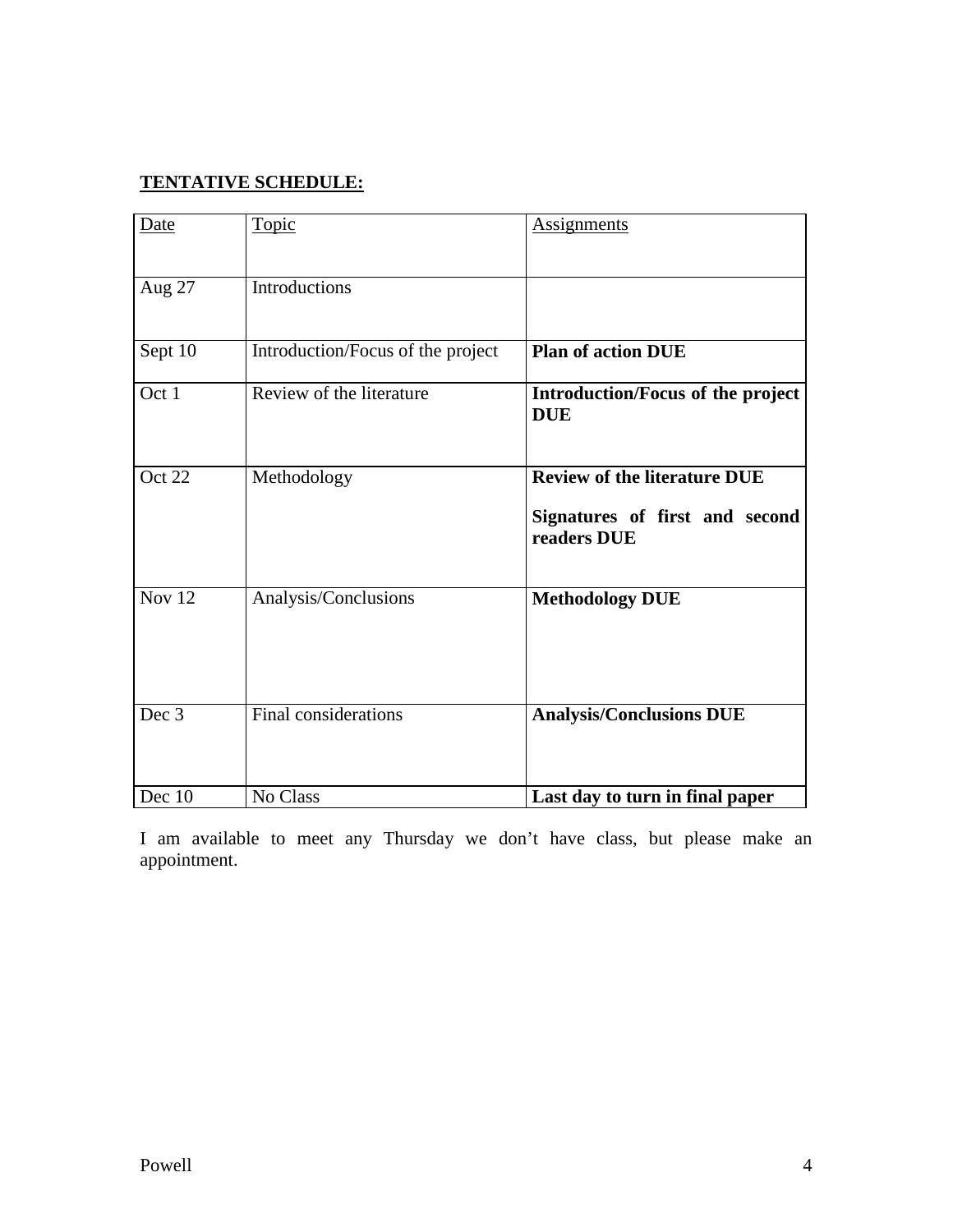**TENTATIVE SCHEDULE:**

| Date | Topic | Assignments |
|---|---|---|
| Aug 27 | Introductions | |
| Sept 10 | Introduction/Focus of the project | **Plan of action DUE** |
| Oct 1 | Review of the literature | **Introduction/Focus of the project DUE** |
| Oct 22 | Methodology | **Review of the literature DUE**<br><br>**Signatures of first and second readers DUE** |
| Nov 12 | Analysis/Conclusions | **Methodology DUE** |
| Dec 3 | Final considerations | **Analysis/Conclusions DUE** |
| Dec 10 | No Class | **Last day to turn in final paper** |

I am available to meet any Thursday we don't have class, but please make an appointment.